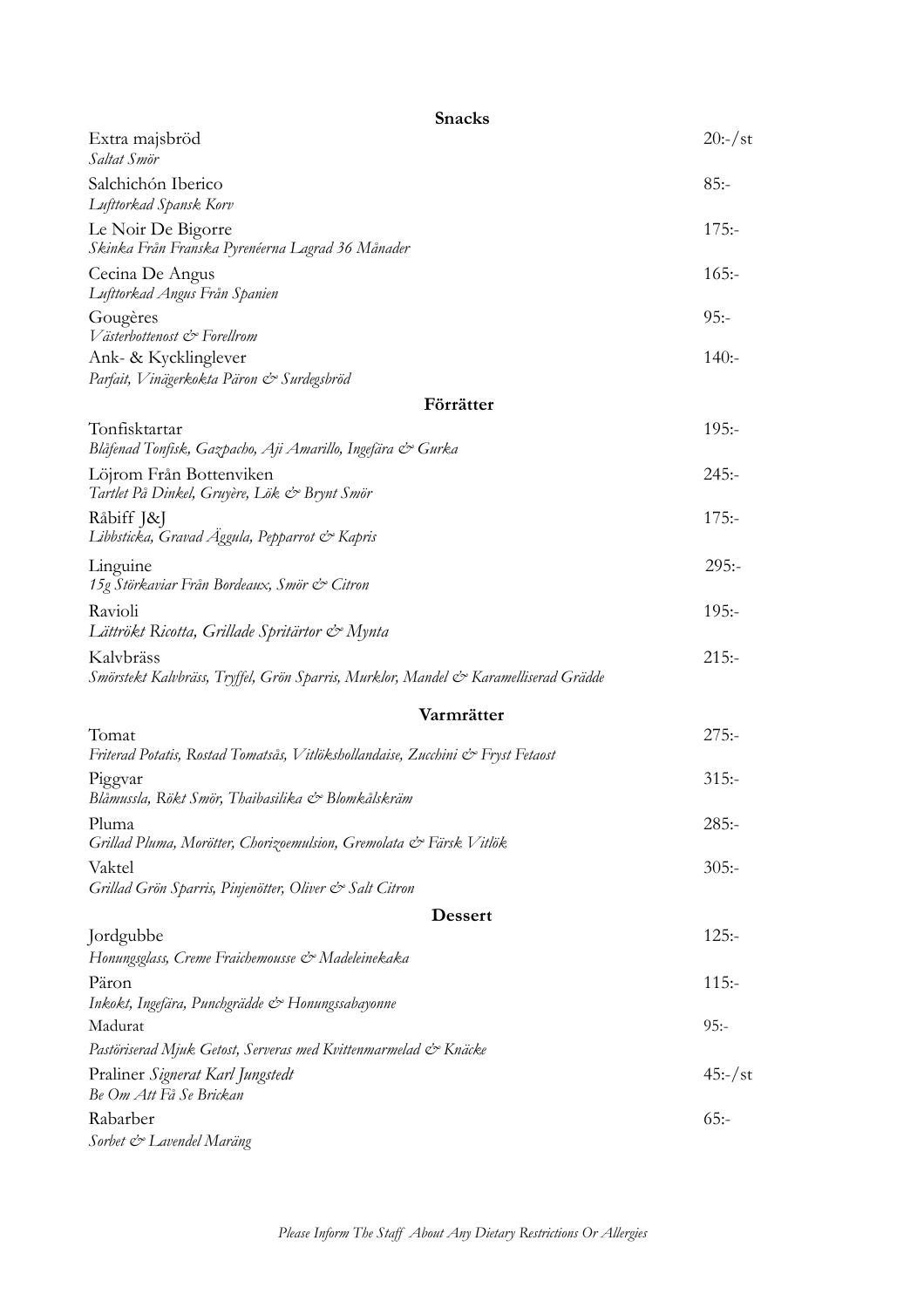## Snacks

Extra majsbröd — 20:-/st
*Saltat Smör*

Salchichón Iberico — 85:-
*Lufttorkad Spansk Korv*

Le Noir De Bigorre — 175:-
*Skinka Från Franska Pyrenéerna Lagrad 36 Månader*

Cecina De Angus — 165:-
*Lufttorkad Angus Från Spanien*

Gougères — 95:-
*Västerbottenost & Forellrom*

Ank- & Kycklinglever — 140:-
*Parfait, Vinägerkokta Päron & Surdegsbröd*

## Förrätter

Tonfisktartar — 195:-
*Blåfenad Tonfisk, Gazpacho, Aji Amarillo, Ingefära & Gurka*

Löjrom Från Bottenviken — 245:-
*Tartlet På Dinkel, Gruyère, Lök & Brynt Smör*

Råbiff J&J — 175:-
*Libbsticka, Gravad Äggula, Pepparrot & Kapris*

Linguine — 295:-
*15g Störkaviar Från Bordeaux, Smör & Citron*

Ravioli — 195:-
*Lättrökt Ricotta, Grillade Spritärtor & Mynta*

Kalvbräss — 215:-
*Smörstekt Kalvbräss, Tryffel, Grön Sparris, Murklor, Mandel & Karamelliserad Grädde*

## Varmrätter

Tomat — 275:-
*Friterad Potatis, Rostad Tomatsås, Vitlökshollandaise, Zucchini & Fryst Fetaost*

Piggvar — 315:-
*Blåmussla, Rökt Smör, Thaibasilika & Blomkålskräm*

Pluma — 285:-
*Grillad Pluma, Morötter, Chorizoemulsion, Gremolata & Färsk Vitlök*

Vaktel — 305:-
*Grillad Grön Sparris, Pinjenötter, Oliver & Salt Citron*

## Dessert

Jordgubbe — 125:-
*Honungsglass, Creme Fraichemousse & Madeleinekaka*

Päron — 115:-
*Inkokt, Ingefära, Punchgrädde & Honungssabayonne*

Madurat — 95:-
*Pastöriserad Mjuk Getost, Serveras med Kvittenmarmelad & Knäcke*

Praliner *Signerat Karl Jungstedt* — 45:-/st
*Be Om Att Få Se Brickan*

Rabarber — 65:-
*Sorbet & Lavendel Maräng*

*Please Inform The Staff About Any Dietary Restrictions Or Allergies*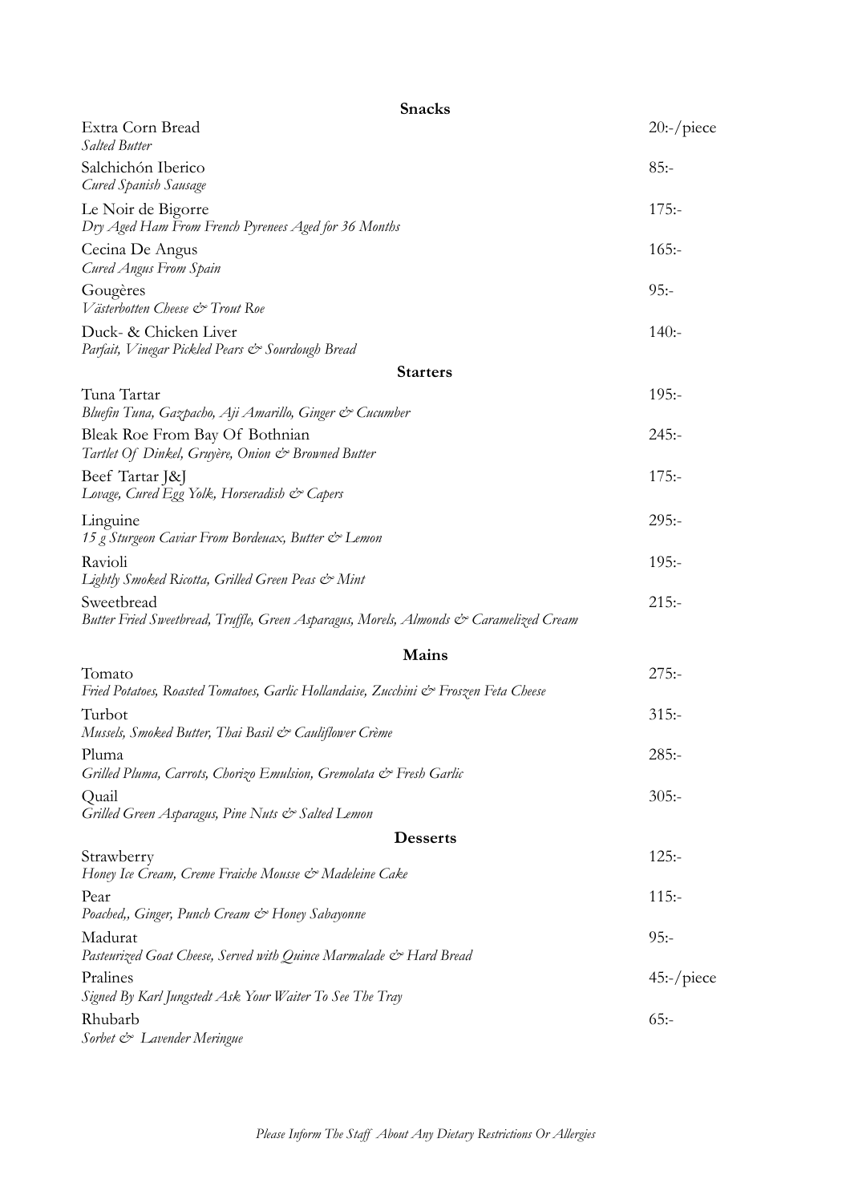## Snacks

Extra Corn Bread — 20:-/piece
*Salted Butter*

Salchichón Iberico — 85:-
*Cured Spanish Sausage*

Le Noir de Bigorre — 175:-
*Dry Aged Ham From French Pyrenees Aged for 36 Months*

Cecina De Angus — 165:-
*Cured Angus From Spain*

Gougères — 95:-
*Västerbotten Cheese & Trout Roe*

Duck- & Chicken Liver — 140:-
*Parfait, Vinegar Pickled Pears & Sourdough Bread*

## Starters

Tuna Tartar — 195:-
*Bluefin Tuna, Gazpacho, Aji Amarillo, Ginger & Cucumber*

Bleak Roe From Bay Of Bothnian — 245:-
*Tartlet Of Dinkel, Gruyère, Onion & Browned Butter*

Beef Tartar J&J — 175:-
*Lovage, Cured Egg Yolk, Horseradish & Capers*

Linguine — 295:-
*15 g Sturgeon Caviar From Bordeuax, Butter & Lemon*

Ravioli — 195:-
*Lightly Smoked Ricotta, Grilled Green Peas & Mint*

Sweetbread — 215:-
*Butter Fried Sweetbread, Truffle, Green Asparagus, Morels, Almonds & Caramelized Cream*

## Mains

Tomato — 275:-
*Fried Potatoes, Roasted Tomatoes, Garlic Hollandaise, Zucchini & Froszen Feta Cheese*

Turbot — 315:-
*Mussels, Smoked Butter, Thai Basil & Cauliflower Crème*

Pluma — 285:-
*Grilled Pluma, Carrots, Chorizo Emulsion, Gremolata & Fresh Garlic*

Quail — 305:-
*Grilled Green Asparagus, Pine Nuts & Salted Lemon*

## Desserts

Strawberry — 125:-
*Honey Ice Cream, Creme Fraiche Mousse & Madeleine Cake*

Pear — 115:-
*Poached,, Ginger, Punch Cream & Honey Sabayonne*

Madurat — 95:-
*Pasteurized Goat Cheese, Served with Quince Marmalade & Hard Bread*

Pralines — 45:-/piece
*Signed By Karl Jungstedt Ask Your Waiter To See The Tray*

Rhubarb — 65:-
*Sorbet & Lavender Meringue*

*Please Inform The Staff About Any Dietary Restrictions Or Allergies*